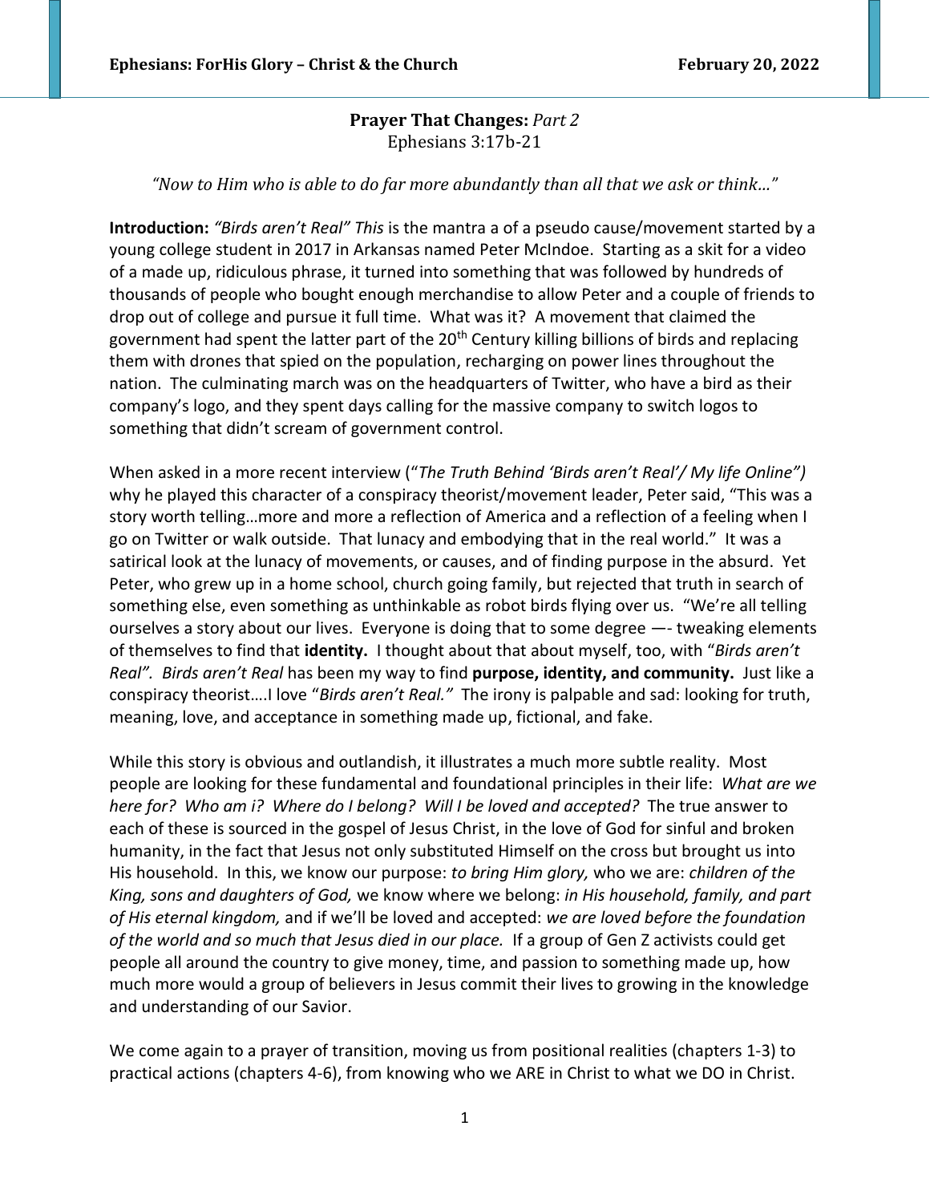**Prayer That Changes:** *Part 2*
Ephesians 3:17b-21

*"Now to Him who is able to do far more abundantly than all that we ask or think…"*

**Introduction:** *"Birds aren't Real" This* is the mantra a of a pseudo cause/movement started by a young college student in 2017 in Arkansas named Peter McIndoe. Starting as a skit for a video of a made up, ridiculous phrase, it turned into something that was followed by hundreds of thousands of people who bought enough merchandise to allow Peter and a couple of friends to drop out of college and pursue it full time. What was it? A movement that claimed the government had spent the latter part of the 20th Century killing billions of birds and replacing them with drones that spied on the population, recharging on power lines throughout the nation. The culminating march was on the headquarters of Twitter, who have a bird as their company's logo, and they spent days calling for the massive company to switch logos to something that didn't scream of government control.

When asked in a more recent interview ("*The Truth Behind 'Birds aren't Real'/ My life Online")* why he played this character of a conspiracy theorist/movement leader, Peter said, "This was a story worth telling…more and more a reflection of America and a reflection of a feeling when I go on Twitter or walk outside. That lunacy and embodying that in the real world." It was a satirical look at the lunacy of movements, or causes, and of finding purpose in the absurd. Yet Peter, who grew up in a home school, church going family, but rejected that truth in search of something else, even something as unthinkable as robot birds flying over us. "We're all telling ourselves a story about our lives. Everyone is doing that to some degree —- tweaking elements of themselves to find that **identity.** I thought about that about myself, too, with "*Birds aren't Real". Birds aren't Real* has been my way to find **purpose, identity, and community.** Just like a conspiracy theorist….I love "*Birds aren't Real."* The irony is palpable and sad: looking for truth, meaning, love, and acceptance in something made up, fictional, and fake.

While this story is obvious and outlandish, it illustrates a much more subtle reality. Most people are looking for these fundamental and foundational principles in their life: *What are we here for? Who am i? Where do I belong? Will I be loved and accepted?* The true answer to each of these is sourced in the gospel of Jesus Christ, in the love of God for sinful and broken humanity, in the fact that Jesus not only substituted Himself on the cross but brought us into His household. In this, we know our purpose: *to bring Him glory,* who we are: *children of the King, sons and daughters of God,* we know where we belong: *in His household, family, and part of His eternal kingdom,* and if we'll be loved and accepted: *we are loved before the foundation of the world and so much that Jesus died in our place.* If a group of Gen Z activists could get people all around the country to give money, time, and passion to something made up, how much more would a group of believers in Jesus commit their lives to growing in the knowledge and understanding of our Savior.

We come again to a prayer of transition, moving us from positional realities (chapters 1-3) to practical actions (chapters 4-6), from knowing who we ARE in Christ to what we DO in Christ.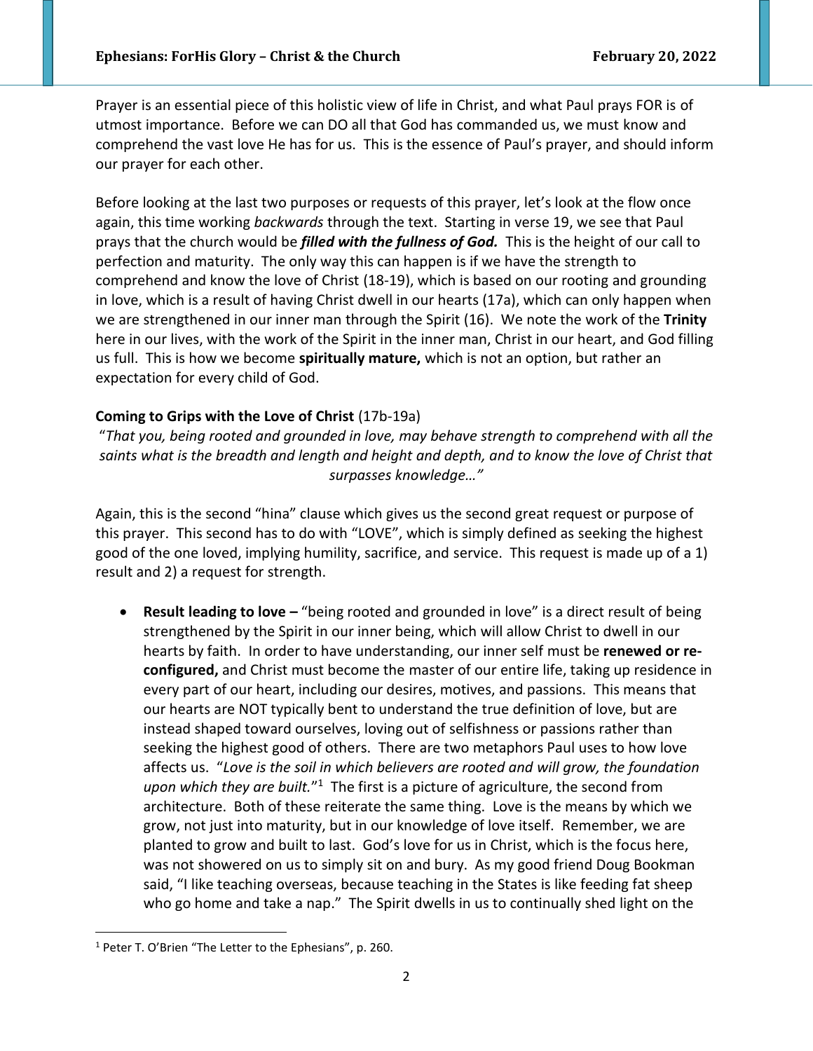Prayer is an essential piece of this holistic view of life in Christ, and what Paul prays FOR is of utmost importance. Before we can DO all that God has commanded us, we must know and comprehend the vast love He has for us. This is the essence of Paul's prayer, and should inform our prayer for each other.

Before looking at the last two purposes or requests of this prayer, let's look at the flow once again, this time working *backwards* through the text. Starting in verse 19, we see that Paul prays that the church would be ***filled with the fullness of God.*** This is the height of our call to perfection and maturity. The only way this can happen is if we have the strength to comprehend and know the love of Christ (18-19), which is based on our rooting and grounding in love, which is a result of having Christ dwell in our hearts (17a), which can only happen when we are strengthened in our inner man through the Spirit (16). We note the work of the **Trinity** here in our lives, with the work of the Spirit in the inner man, Christ in our heart, and God filling us full. This is how we become **spiritually mature,** which is not an option, but rather an expectation for every child of God.

**Coming to Grips with the Love of Christ** (17b-19a)

"*That you, being rooted and grounded in love, may behave strength to comprehend with all the saints what is the breadth and length and height and depth, and to know the love of Christ that surpasses knowledge…"*

Again, this is the second "hina" clause which gives us the second great request or purpose of this prayer. This second has to do with "LOVE", which is simply defined as seeking the highest good of the one loved, implying humility, sacrifice, and service. This request is made up of a 1) result and 2) a request for strength.

- **Result leading to love –** "being rooted and grounded in love" is a direct result of being strengthened by the Spirit in our inner being, which will allow Christ to dwell in our hearts by faith. In order to have understanding, our inner self must be **renewed or re-configured,** and Christ must become the master of our entire life, taking up residence in every part of our heart, including our desires, motives, and passions. This means that our hearts are NOT typically bent to understand the true definition of love, but are instead shaped toward ourselves, loving out of selfishness or passions rather than seeking the highest good of others. There are two metaphors Paul uses to how love affects us. "*Love is the soil in which believers are rooted and will grow, the foundation upon which they are built.*"[1] The first is a picture of agriculture, the second from architecture. Both of these reiterate the same thing. Love is the means by which we grow, not just into maturity, but in our knowledge of love itself. Remember, we are planted to grow and built to last. God's love for us in Christ, which is the focus here, was not showered on us to simply sit on and bury. As my good friend Doug Bookman said, "I like teaching overseas, because teaching in the States is like feeding fat sheep who go home and take a nap." The Spirit dwells in us to continually shed light on the

[1] Peter T. O'Brien "The Letter to the Ephesians", p. 260.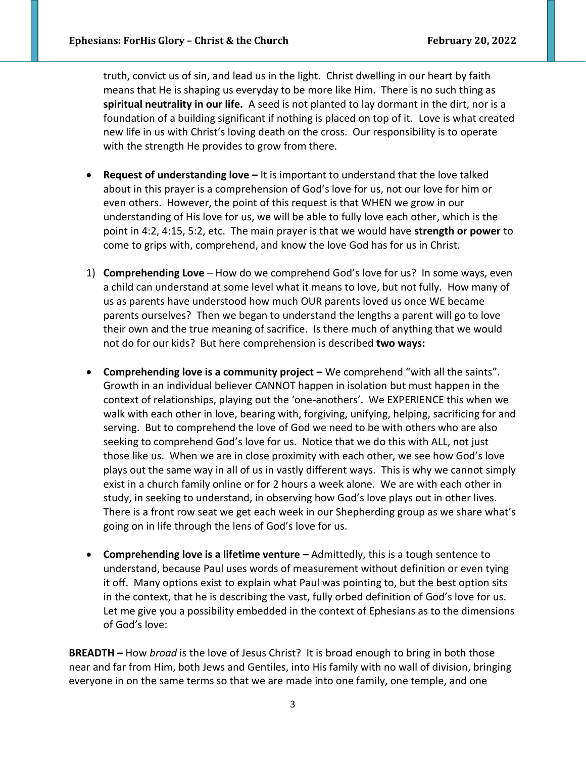truth, convict us of sin, and lead us in the light. Christ dwelling in our heart by faith means that He is shaping us everyday to be more like Him. There is no such thing as **spiritual neutrality in our life.** A seed is not planted to lay dormant in the dirt, nor is a foundation of a building significant if nothing is placed on top of it. Love is what created new life in us with Christ's loving death on the cross. Our responsibility is to operate with the strength He provides to grow from there.

- **Request of understanding love –** It is important to understand that the love talked about in this prayer is a comprehension of God's love for us, not our love for him or even others. However, the point of this request is that WHEN we grow in our understanding of His love for us, we will be able to fully love each other, which is the point in 4:2, 4:15, 5:2, etc. The main prayer is that we would have **strength or power** to come to grips with, comprehend, and know the love God has for us in Christ.

1) **Comprehending Love** – How do we comprehend God's love for us? In some ways, even a child can understand at some level what it means to love, but not fully. How many of us as parents have understood how much OUR parents loved us once WE became parents ourselves? Then we began to understand the lengths a parent will go to love their own and the true meaning of sacrifice. Is there much of anything that we would not do for our kids? But here comprehension is described **two ways:**

- **Comprehending love is a community project –** We comprehend "with all the saints". Growth in an individual believer CANNOT happen in isolation but must happen in the context of relationships, playing out the 'one-anothers'. We EXPERIENCE this when we walk with each other in love, bearing with, forgiving, unifying, helping, sacrificing for and serving. But to comprehend the love of God we need to be with others who are also seeking to comprehend God's love for us. Notice that we do this with ALL, not just those like us. When we are in close proximity with each other, we see how God's love plays out the same way in all of us in vastly different ways. This is why we cannot simply exist in a church family online or for 2 hours a week alone. We are with each other in study, in seeking to understand, in observing how God's love plays out in other lives. There is a front row seat we get each week in our Shepherding group as we share what's going on in life through the lens of God's love for us.

- **Comprehending love is a lifetime venture –** Admittedly, this is a tough sentence to understand, because Paul uses words of measurement without definition or even tying it off. Many options exist to explain what Paul was pointing to, but the best option sits in the context, that he is describing the vast, fully orbed definition of God's love for us. Let me give you a possibility embedded in the context of Ephesians as to the dimensions of God's love:

**BREADTH –** How *broad* is the love of Jesus Christ? It is broad enough to bring in both those near and far from Him, both Jews and Gentiles, into His family with no wall of division, bringing everyone in on the same terms so that we are made into one family, one temple, and one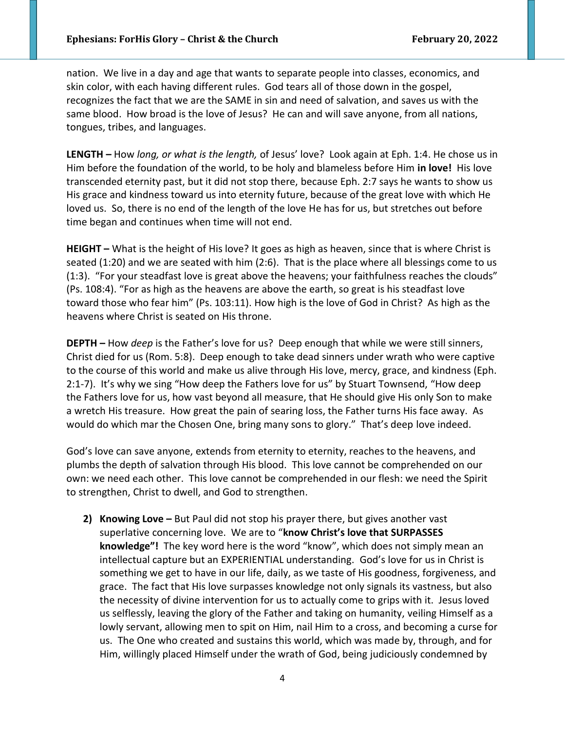nation. We live in a day and age that wants to separate people into classes, economics, and skin color, with each having different rules. God tears all of those down in the gospel, recognizes the fact that we are the SAME in sin and need of salvation, and saves us with the same blood. How broad is the love of Jesus? He can and will save anyone, from all nations, tongues, tribes, and languages.

**LENGTH –** How *long, or what is the length,* of Jesus' love? Look again at Eph. 1:4. He chose us in Him before the foundation of the world, to be holy and blameless before Him **in love!** His love transcended eternity past, but it did not stop there, because Eph. 2:7 says he wants to show us His grace and kindness toward us into eternity future, because of the great love with which He loved us. So, there is no end of the length of the love He has for us, but stretches out before time began and continues when time will not end.

**HEIGHT –** What is the height of His love? It goes as high as heaven, since that is where Christ is seated (1:20) and we are seated with him (2:6). That is the place where all blessings come to us (1:3). "For your steadfast love is great above the heavens; your faithfulness reaches the clouds" (Ps. 108:4). "For as high as the heavens are above the earth, so great is his steadfast love toward those who fear him" (Ps. 103:11). How high is the love of God in Christ? As high as the heavens where Christ is seated on His throne.

**DEPTH –** How *deep* is the Father's love for us? Deep enough that while we were still sinners, Christ died for us (Rom. 5:8). Deep enough to take dead sinners under wrath who were captive to the course of this world and make us alive through His love, mercy, grace, and kindness (Eph. 2:1-7). It's why we sing "How deep the Fathers love for us" by Stuart Townsend, "How deep the Fathers love for us, how vast beyond all measure, that He should give His only Son to make a wretch His treasure. How great the pain of searing loss, the Father turns His face away. As would do which mar the Chosen One, bring many sons to glory." That's deep love indeed.

God's love can save anyone, extends from eternity to eternity, reaches to the heavens, and plumbs the depth of salvation through His blood. This love cannot be comprehended on our own: we need each other. This love cannot be comprehended in our flesh: we need the Spirit to strengthen, Christ to dwell, and God to strengthen.

2) **Knowing Love –** But Paul did not stop his prayer there, but gives another vast superlative concerning love. We are to "**know Christ's love that SURPASSES knowledge"!** The key word here is the word "know", which does not simply mean an intellectual capture but an EXPERIENTIAL understanding. God's love for us in Christ is something we get to have in our life, daily, as we taste of His goodness, forgiveness, and grace. The fact that His love surpasses knowledge not only signals its vastness, but also the necessity of divine intervention for us to actually come to grips with it. Jesus loved us selflessly, leaving the glory of the Father and taking on humanity, veiling Himself as a lowly servant, allowing men to spit on Him, nail Him to a cross, and becoming a curse for us. The One who created and sustains this world, which was made by, through, and for Him, willingly placed Himself under the wrath of God, being judiciously condemned by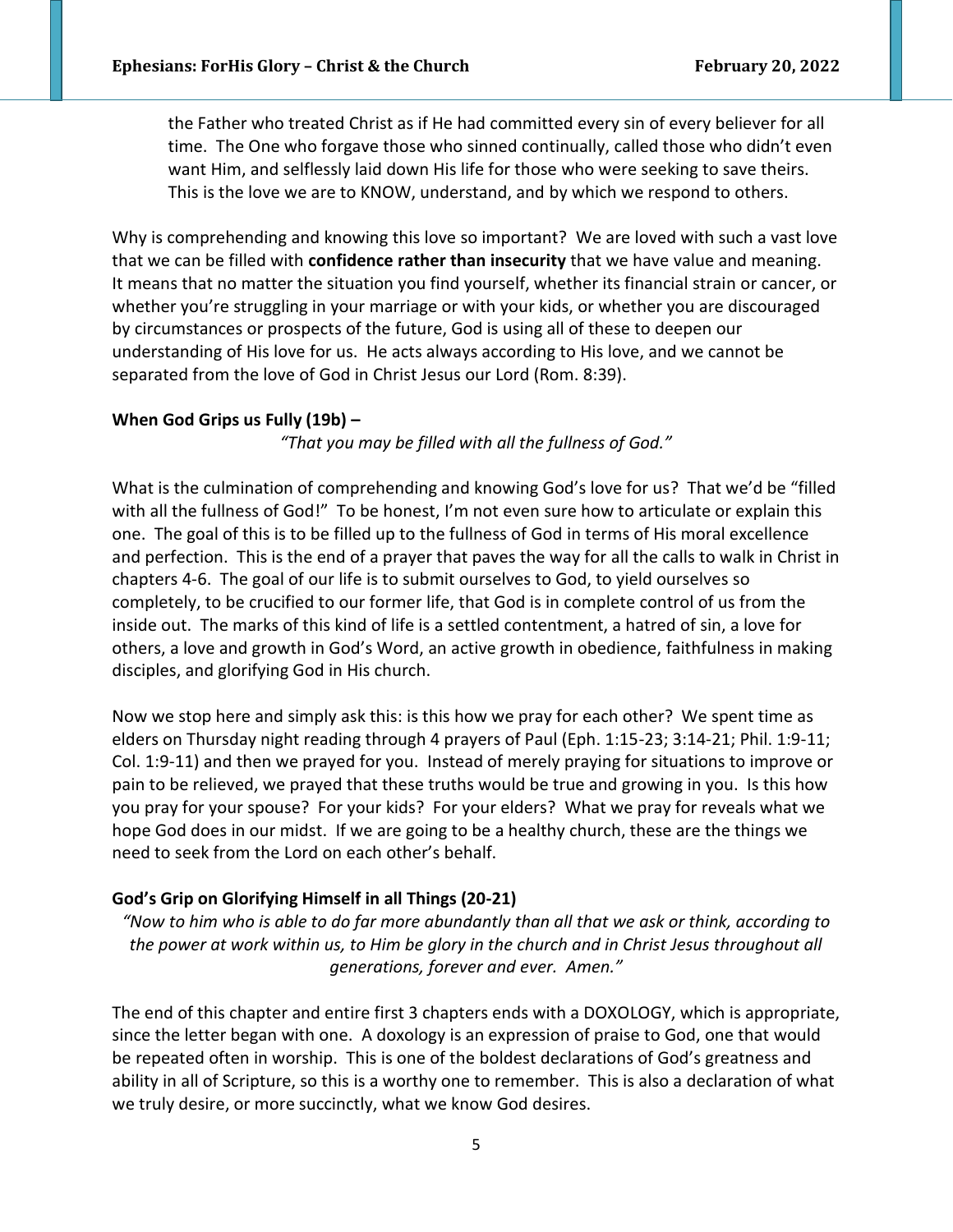the Father who treated Christ as if He had committed every sin of every believer for all time. The One who forgave those who sinned continually, called those who didn't even want Him, and selflessly laid down His life for those who were seeking to save theirs. This is the love we are to KNOW, understand, and by which we respond to others.

Why is comprehending and knowing this love so important? We are loved with such a vast love that we can be filled with **confidence rather than insecurity** that we have value and meaning. It means that no matter the situation you find yourself, whether its financial strain or cancer, or whether you're struggling in your marriage or with your kids, or whether you are discouraged by circumstances or prospects of the future, God is using all of these to deepen our understanding of His love for us. He acts always according to His love, and we cannot be separated from the love of God in Christ Jesus our Lord (Rom. 8:39).

**When God Grips us Fully (19b) –**

*"That you may be filled with all the fullness of God."*

What is the culmination of comprehending and knowing God's love for us? That we'd be "filled with all the fullness of God!" To be honest, I'm not even sure how to articulate or explain this one. The goal of this is to be filled up to the fullness of God in terms of His moral excellence and perfection. This is the end of a prayer that paves the way for all the calls to walk in Christ in chapters 4-6. The goal of our life is to submit ourselves to God, to yield ourselves so completely, to be crucified to our former life, that God is in complete control of us from the inside out. The marks of this kind of life is a settled contentment, a hatred of sin, a love for others, a love and growth in God's Word, an active growth in obedience, faithfulness in making disciples, and glorifying God in His church.

Now we stop here and simply ask this: is this how we pray for each other? We spent time as elders on Thursday night reading through 4 prayers of Paul (Eph. 1:15-23; 3:14-21; Phil. 1:9-11; Col. 1:9-11) and then we prayed for you. Instead of merely praying for situations to improve or pain to be relieved, we prayed that these truths would be true and growing in you. Is this how you pray for your spouse? For your kids? For your elders? What we pray for reveals what we hope God does in our midst. If we are going to be a healthy church, these are the things we need to seek from the Lord on each other's behalf.

**God's Grip on Glorifying Himself in all Things (20-21)**

*"Now to him who is able to do far more abundantly than all that we ask or think, according to the power at work within us, to Him be glory in the church and in Christ Jesus throughout all generations, forever and ever. Amen."*

The end of this chapter and entire first 3 chapters ends with a DOXOLOGY, which is appropriate, since the letter began with one. A doxology is an expression of praise to God, one that would be repeated often in worship. This is one of the boldest declarations of God's greatness and ability in all of Scripture, so this is a worthy one to remember. This is also a declaration of what we truly desire, or more succinctly, what we know God desires.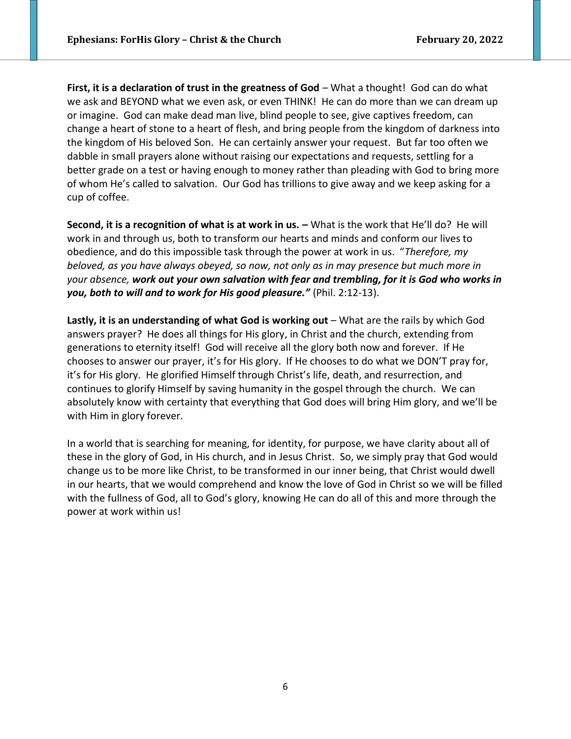**First, it is a declaration of trust in the greatness of God** – What a thought! God can do what we ask and BEYOND what we even ask, or even THINK! He can do more than we can dream up or imagine. God can make dead man live, blind people to see, give captives freedom, can change a heart of stone to a heart of flesh, and bring people from the kingdom of darkness into the kingdom of His beloved Son. He can certainly answer your request. But far too often we dabble in small prayers alone without raising our expectations and requests, settling for a better grade on a test or having enough to money rather than pleading with God to bring more of whom He's called to salvation. Our God has trillions to give away and we keep asking for a cup of coffee.

**Second, it is a recognition of what is at work in us. –** What is the work that He'll do? He will work in and through us, both to transform our hearts and minds and conform our lives to obedience, and do this impossible task through the power at work in us. "*Therefore, my beloved, as you have always obeyed, so now, not only as in may presence but much more in your absence,* ***work out your own salvation with fear and trembling, for it is God who works in you, both to will and to work for His good pleasure."*** (Phil. 2:12-13).

**Lastly, it is an understanding of what God is working out** – What are the rails by which God answers prayer? He does all things for His glory, in Christ and the church, extending from generations to eternity itself! God will receive all the glory both now and forever. If He chooses to answer our prayer, it's for His glory. If He chooses to do what we DON'T pray for, it's for His glory. He glorified Himself through Christ's life, death, and resurrection, and continues to glorify Himself by saving humanity in the gospel through the church. We can absolutely know with certainty that everything that God does will bring Him glory, and we'll be with Him in glory forever.

In a world that is searching for meaning, for identity, for purpose, we have clarity about all of these in the glory of God, in His church, and in Jesus Christ. So, we simply pray that God would change us to be more like Christ, to be transformed in our inner being, that Christ would dwell in our hearts, that we would comprehend and know the love of God in Christ so we will be filled with the fullness of God, all to God's glory, knowing He can do all of this and more through the power at work within us!